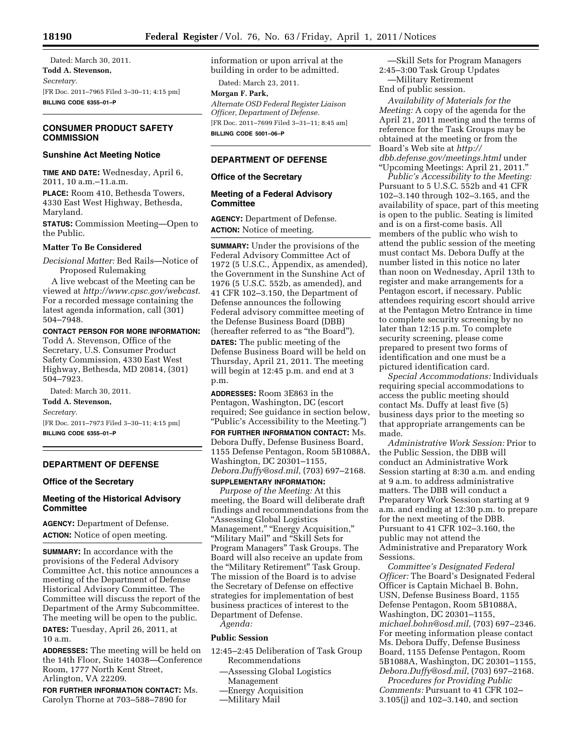Dated: March 30, 2011.

**Todd A. Stevenson,**

*Secretary.*

[FR Doc. 2011–7965 Filed 3–30–11; 4:15 pm]

**BILLING CODE 6355–01–P**

## CONSUMER PRODUCT SAFETY COMMISSION

### Sunshine Act Meeting Notice

**TIME AND DATE:** Wednesday, April 6, 2011, 10 a.m.–11 a.m.

**PLACE:** Room 410, Bethesda Towers, 4330 East West Highway, Bethesda, Maryland.

**STATUS:** Commission Meeting—Open to the Public.

### Matter To Be Considered

*Decisional Matter:* Bed Rails—Notice of Proposed Rulemaking

A live webcast of the Meeting can be viewed at *http://www.cpsc.gov/webcast*. For a recorded message containing the latest agenda information, call (301) 504–7948.

**CONTACT PERSON FOR MORE INFORMATION:** Todd A. Stevenson, Office of the Secretary, U.S. Consumer Product Safety Commission, 4330 East West Highway, Bethesda, MD 20814, (301) 504–7923.

Dated: March 30, 2011.

**Todd A. Stevenson,**

*Secretary.*

[FR Doc. 2011–7973 Filed 3–30–11; 4:15 pm]

**BILLING CODE 6355–01–P**

## DEPARTMENT OF DEFENSE

### Office of the Secretary

### Meeting of the Historical Advisory Committee

**AGENCY:** Department of Defense.

**ACTION:** Notice of open meeting.

**SUMMARY:** In accordance with the provisions of the Federal Advisory Committee Act, this notice announces a meeting of the Department of Defense Historical Advisory Committee. The Committee will discuss the report of the Department of the Army Subcommittee. The meeting will be open to the public.

**DATES:** Tuesday, April 26, 2011, at 10 a.m.

**ADDRESSES:** The meeting will be held on the 14th Floor, Suite 14038—Conference Room, 1777 North Kent Street, Arlington, VA 22209.

**FOR FURTHER INFORMATION CONTACT:** Ms. Carolyn Thorne at 703–588–7890 for information or upon arrival at the building in order to be admitted.

Dated: March 23, 2011.

**Morgan F. Park,**

*Alternate OSD Federal Register Liaison Officer, Department of Defense.*

[FR Doc. 2011–7699 Filed 3–31–11; 8:45 am]

**BILLING CODE 5001–06–P**

## DEPARTMENT OF DEFENSE

### Office of the Secretary

### Meeting of a Federal Advisory Committee

**AGENCY:** Department of Defense.

**ACTION:** Notice of meeting.

**SUMMARY:** Under the provisions of the Federal Advisory Committee Act of 1972 (5 U.S.C., Appendix, as amended), the Government in the Sunshine Act of 1976 (5 U.S.C. 552b, as amended), and 41 CFR 102–3.150, the Department of Defense announces the following Federal advisory committee meeting of the Defense Business Board (DBB) (hereafter referred to as "the Board").

**DATES:** The public meeting of the Defense Business Board will be held on Thursday, April 21, 2011. The meeting will begin at 12:45 p.m. and end at 3 p.m.

**ADDRESSES:** Room 3E863 in the Pentagon, Washington, DC (escort required; See guidance in section below, "Public's Accessibility to the Meeting.")

**FOR FURTHER INFORMATION CONTACT:** Ms. Debora Duffy, Defense Business Board, 1155 Defense Pentagon, Room 5B1088A, Washington, DC 20301–1155, *Debora.Duffy@osd.mil,* (703) 697–2168.

**SUPPLEMENTARY INFORMATION:**

*Purpose of the Meeting:* At this meeting, the Board will deliberate draft findings and recommendations from the "Assessing Global Logistics Management," "Energy Acquisition," "Military Mail" and "Skill Sets for Program Managers" Task Groups. The Board will also receive an update from the "Military Retirement" Task Group. The mission of the Board is to advise the Secretary of Defense on effective strategies for implementation of best business practices of interest to the Department of Defense.

*Agenda:*

### Public Session

12:45–2:45 Deliberation of Task Group Recommendations
- —Assessing Global Logistics Management
- —Energy Acquisition
- —Military Mail
- —Skill Sets for Program Managers

2:45–3:00 Task Group Updates
- —Military Retirement

End of public session.

*Availability of Materials for the Meeting:* A copy of the agenda for the April 21, 2011 meeting and the terms of reference for the Task Groups may be obtained at the meeting or from the Board's Web site at *http://dbb.defense.gov/meetings.html* under "Upcoming Meetings: April 21, 2011."

*Public's Accessibility to the Meeting:* Pursuant to 5 U.S.C. 552b and 41 CFR 102–3.140 through 102–3.165, and the availability of space, part of this meeting is open to the public. Seating is limited and is on a first-come basis. All members of the public who wish to attend the public session of the meeting must contact Ms. Debora Duffy at the number listed in this notice no later than noon on Wednesday, April 13th to register and make arrangements for a Pentagon escort, if necessary. Public attendees requiring escort should arrive at the Pentagon Metro Entrance in time to complete security screening by no later than 12:15 p.m. To complete security screening, please come prepared to present two forms of identification and one must be a pictured identification card.

*Special Accommodations:* Individuals requiring special accommodations to access the public meeting should contact Ms. Duffy at least five (5) business days prior to the meeting so that appropriate arrangements can be made.

*Administrative Work Session:* Prior to the Public Session, the DBB will conduct an Administrative Work Session starting at 8:30 a.m. and ending at 9 a.m. to address administrative matters. The DBB will conduct a Preparatory Work Session starting at 9 a.m. and ending at 12:30 p.m. to prepare for the next meeting of the DBB. Pursuant to 41 CFR 102–3.160, the public may not attend the Administrative and Preparatory Work Sessions.

*Committee's Designated Federal Officer:* The Board's Designated Federal Officer is Captain Michael B. Bohn, USN, Defense Business Board, 1155 Defense Pentagon, Room 5B1088A, Washington, DC 20301–1155, *michael.bohn@osd.mil,* (703) 697–2346. For meeting information please contact Ms. Debora Duffy, Defense Business Board, 1155 Defense Pentagon, Room 5B1088A, Washington, DC 20301–1155, *Debora.Duffy@osd.mil,* (703) 697–2168.

*Procedures for Providing Public Comments:* Pursuant to 41 CFR 102–3.105(j) and 102–3.140, and section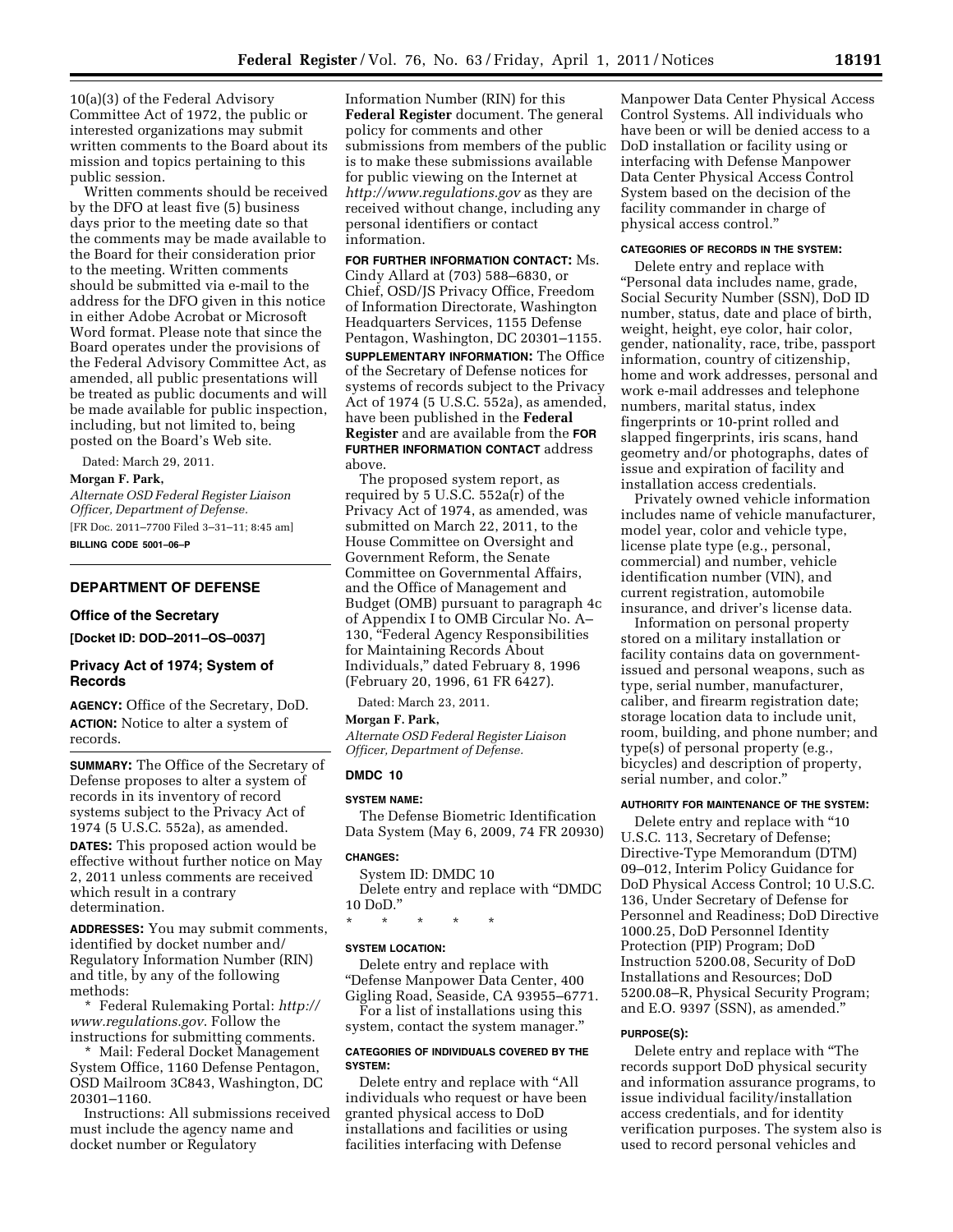10(a)(3) of the Federal Advisory Committee Act of 1972, the public or interested organizations may submit written comments to the Board about its mission and topics pertaining to this public session.

Written comments should be received by the DFO at least five (5) business days prior to the meeting date so that the comments may be made available to the Board for their consideration prior to the meeting. Written comments should be submitted via e-mail to the address for the DFO given in this notice in either Adobe Acrobat or Microsoft Word format. Please note that since the Board operates under the provisions of the Federal Advisory Committee Act, as amended, all public presentations will be treated as public documents and will be made available for public inspection, including, but not limited to, being posted on the Board's Web site.

Dated: March 29, 2011.

**Morgan F. Park,**

*Alternate OSD Federal Register Liaison Officer, Department of Defense.*

[FR Doc. 2011–7700 Filed 3–31–11; 8:45 am]

**BILLING CODE 5001–06–P**

---

## DEPARTMENT OF DEFENSE

### Office of the Secretary

**[Docket ID: DOD–2011–OS–0037]**

### Privacy Act of 1974; System of Records

**AGENCY:** Office of the Secretary, DoD.

**ACTION:** Notice to alter a system of records.

**SUMMARY:** The Office of the Secretary of Defense proposes to alter a system of records in its inventory of record systems subject to the Privacy Act of 1974 (5 U.S.C. 552a), as amended.

**DATES:** This proposed action would be effective without further notice on May 2, 2011 unless comments are received which result in a contrary determination.

**ADDRESSES:** You may submit comments, identified by docket number and/ Regulatory Information Number (RIN) and title, by any of the following methods:

* Federal Rulemaking Portal: *http://www.regulations.gov*. Follow the instructions for submitting comments.

* Mail: Federal Docket Management System Office, 1160 Defense Pentagon, OSD Mailroom 3C843, Washington, DC 20301–1160.

Instructions: All submissions received must include the agency name and docket number or Regulatory Information Number (RIN) for this **Federal Register** document. The general policy for comments and other submissions from members of the public is to make these submissions available for public viewing on the Internet at *http://www.regulations.gov* as they are received without change, including any personal identifiers or contact information.

**FOR FURTHER INFORMATION CONTACT:** Ms. Cindy Allard at (703) 588–6830, or Chief, OSD/JS Privacy Office, Freedom of Information Directorate, Washington Headquarters Services, 1155 Defense Pentagon, Washington, DC 20301–1155.

**SUPPLEMENTARY INFORMATION:** The Office of the Secretary of Defense notices for systems of records subject to the Privacy Act of 1974 (5 U.S.C. 552a), as amended, have been published in the **Federal Register** and are available from the **FOR FURTHER INFORMATION CONTACT** address above.

The proposed system report, as required by 5 U.S.C. 552a(r) of the Privacy Act of 1974, as amended, was submitted on March 22, 2011, to the House Committee on Oversight and Government Reform, the Senate Committee on Governmental Affairs, and the Office of Management and Budget (OMB) pursuant to paragraph 4c of Appendix I to OMB Circular No. A–130, "Federal Agency Responsibilities for Maintaining Records About Individuals," dated February 8, 1996 (February 20, 1996, 61 FR 6427).

Dated: March 23, 2011.

**Morgan F. Park,**

*Alternate OSD Federal Register Liaison Officer, Department of Defense.*

### DMDC 10

#### SYSTEM NAME:

The Defense Biometric Identification Data System (May 6, 2009, 74 FR 20930)

#### CHANGES:

System ID: DMDC 10

Delete entry and replace with "DMDC 10 DoD."

\* \* \* \* \*

#### SYSTEM LOCATION:

Delete entry and replace with "Defense Manpower Data Center, 400 Gigling Road, Seaside, CA 93955–6771.

For a list of installations using this system, contact the system manager."

#### CATEGORIES OF INDIVIDUALS COVERED BY THE SYSTEM:

Delete entry and replace with "All individuals who request or have been granted physical access to DoD installations and facilities or using facilities interfacing with Defense Manpower Data Center Physical Access Control Systems. All individuals who have been or will be denied access to a DoD installation or facility using or interfacing with Defense Manpower Data Center Physical Access Control System based on the decision of the facility commander in charge of physical access control."

#### CATEGORIES OF RECORDS IN THE SYSTEM:

Delete entry and replace with "Personal data includes name, grade, Social Security Number (SSN), DoD ID number, status, date and place of birth, weight, height, eye color, hair color, gender, nationality, race, tribe, passport information, country of citizenship, home and work addresses, personal and work e-mail addresses and telephone numbers, marital status, index fingerprints or 10-print rolled and slapped fingerprints, iris scans, hand geometry and/or photographs, dates of issue and expiration of facility and installation access credentials.

Privately owned vehicle information includes name of vehicle manufacturer, model year, color and vehicle type, license plate type (e.g., personal, commercial) and number, vehicle identification number (VIN), and current registration, automobile insurance, and driver's license data.

Information on personal property stored on a military installation or facility contains data on government-issued and personal weapons, such as type, serial number, manufacturer, caliber, and firearm registration date; storage location data to include unit, room, building, and phone number; and type(s) of personal property (e.g., bicycles) and description of property, serial number, and color."

#### AUTHORITY FOR MAINTENANCE OF THE SYSTEM:

Delete entry and replace with "10 U.S.C. 113, Secretary of Defense; Directive-Type Memorandum (DTM) 09–012, Interim Policy Guidance for DoD Physical Access Control; 10 U.S.C. 136, Under Secretary of Defense for Personnel and Readiness; DoD Directive 1000.25, DoD Personnel Identity Protection (PIP) Program; DoD Instruction 5200.08, Security of DoD Installations and Resources; DoD 5200.08–R, Physical Security Program; and E.O. 9397 (SSN), as amended."

#### PURPOSE(S):

Delete entry and replace with "The records support DoD physical security and information assurance programs, to issue individual facility/installation access credentials, and for identity verification purposes. The system also is used to record personal vehicles and